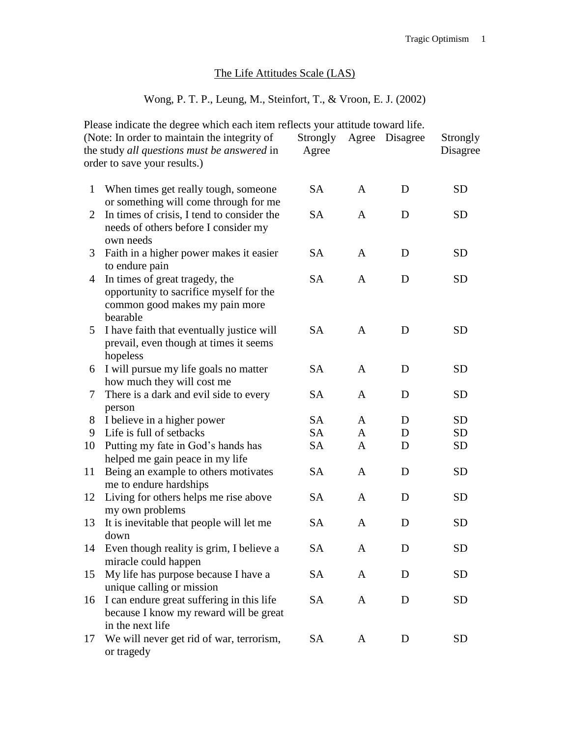# The Life Attitudes Scale (LAS)

Wong, P. T. P., Leung, M., Steinfort, T., & Vroon, E. J. (2002)

| | Please indicate the degree which each item reflects your attitude toward life. (Note: In order to maintain the integrity of the study *all questions must be answered* in order to save your results.) | Strongly Agree | Agree | Disagree | Strongly Disagree |
|---|---|---|---|---|---|
| 1 | When times get really tough, someone or something will come through for me | SA | A | D | SD |
| 2 | In times of crisis, I tend to consider the needs of others before I consider my own needs | SA | A | D | SD |
| 3 | Faith in a higher power makes it easier to endure pain | SA | A | D | SD |
| 4 | In times of great tragedy, the opportunity to sacrifice myself for the common good makes my pain more bearable | SA | A | D | SD |
| 5 | I have faith that eventually justice will prevail, even though at times it seems hopeless | SA | A | D | SD |
| 6 | I will pursue my life goals no matter how much they will cost me | SA | A | D | SD |
| 7 | There is a dark and evil side to every person | SA | A | D | SD |
| 8 | I believe in a higher power | SA | A | D | SD |
| 9 | Life is full of setbacks | SA | A | D | SD |
| 10 | Putting my fate in God's hands has helped me gain peace in my life | SA | A | D | SD |
| 11 | Being an example to others motivates me to endure hardships | SA | A | D | SD |
| 12 | Living for others helps me rise above my own problems | SA | A | D | SD |
| 13 | It is inevitable that people will let me down | SA | A | D | SD |
| 14 | Even though reality is grim, I believe a miracle could happen | SA | A | D | SD |
| 15 | My life has purpose because I have a unique calling or mission | SA | A | D | SD |
| 16 | I can endure great suffering in this life because I know my reward will be great in the next life | SA | A | D | SD |
| 17 | We will never get rid of war, terrorism, or tragedy | SA | A | D | SD |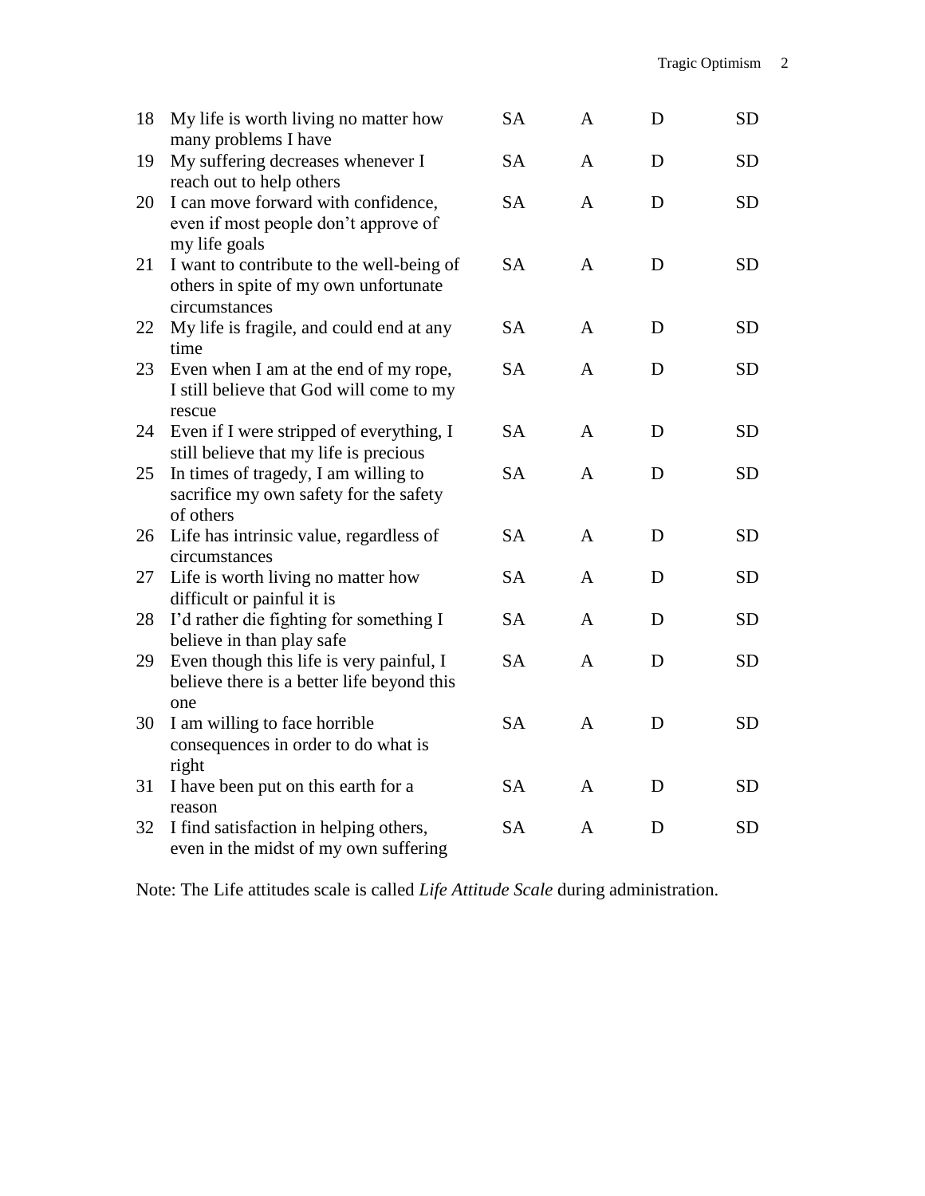| | | | | | |
|---|---|---|---|---|---|
| 18 | My life is worth living no matter how many problems I have | SA | A | D | SD |
| 19 | My suffering decreases whenever I reach out to help others | SA | A | D | SD |
| 20 | I can move forward with confidence, even if most people don't approve of my life goals | SA | A | D | SD |
| 21 | I want to contribute to the well-being of others in spite of my own unfortunate circumstances | SA | A | D | SD |
| 22 | My life is fragile, and could end at any time | SA | A | D | SD |
| 23 | Even when I am at the end of my rope, I still believe that God will come to my rescue | SA | A | D | SD |
| 24 | Even if I were stripped of everything, I still believe that my life is precious | SA | A | D | SD |
| 25 | In times of tragedy, I am willing to sacrifice my own safety for the safety of others | SA | A | D | SD |
| 26 | Life has intrinsic value, regardless of circumstances | SA | A | D | SD |
| 27 | Life is worth living no matter how difficult or painful it is | SA | A | D | SD |
| 28 | I'd rather die fighting for something I believe in than play safe | SA | A | D | SD |
| 29 | Even though this life is very painful, I believe there is a better life beyond this one | SA | A | D | SD |
| 30 | I am willing to face horrible consequences in order to do what is right | SA | A | D | SD |
| 31 | I have been put on this earth for a reason | SA | A | D | SD |
| 32 | I find satisfaction in helping others, even in the midst of my own suffering | SA | A | D | SD |

Note: The Life attitudes scale is called *Life Attitude Scale* during administration.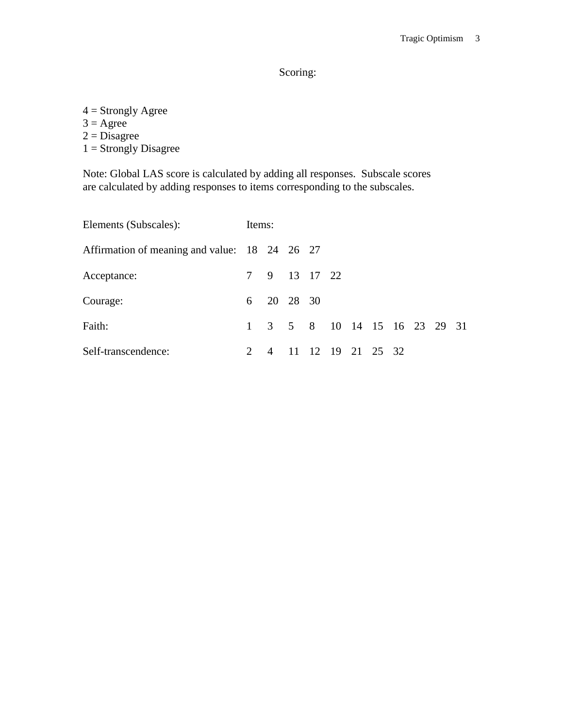## Scoring:

4 = Strongly Agree
3 = Agree
2 = Disagree
1 = Strongly Disagree

Note: Global LAS score is calculated by adding all responses. Subscale scores are calculated by adding responses to items corresponding to the subscales.

| Elements (Subscales): | Items: |
| --- | --- |
| Affirmation of meaning and value: | 18 24 26 27 |
| Acceptance: | 7 9 13 17 22 |
| Courage: | 6 20 28 30 |
| Faith: | 1 3 5 8 10 14 15 16 23 29 31 |
| Self-transcendence: | 2 4 11 12 19 21 25 32 |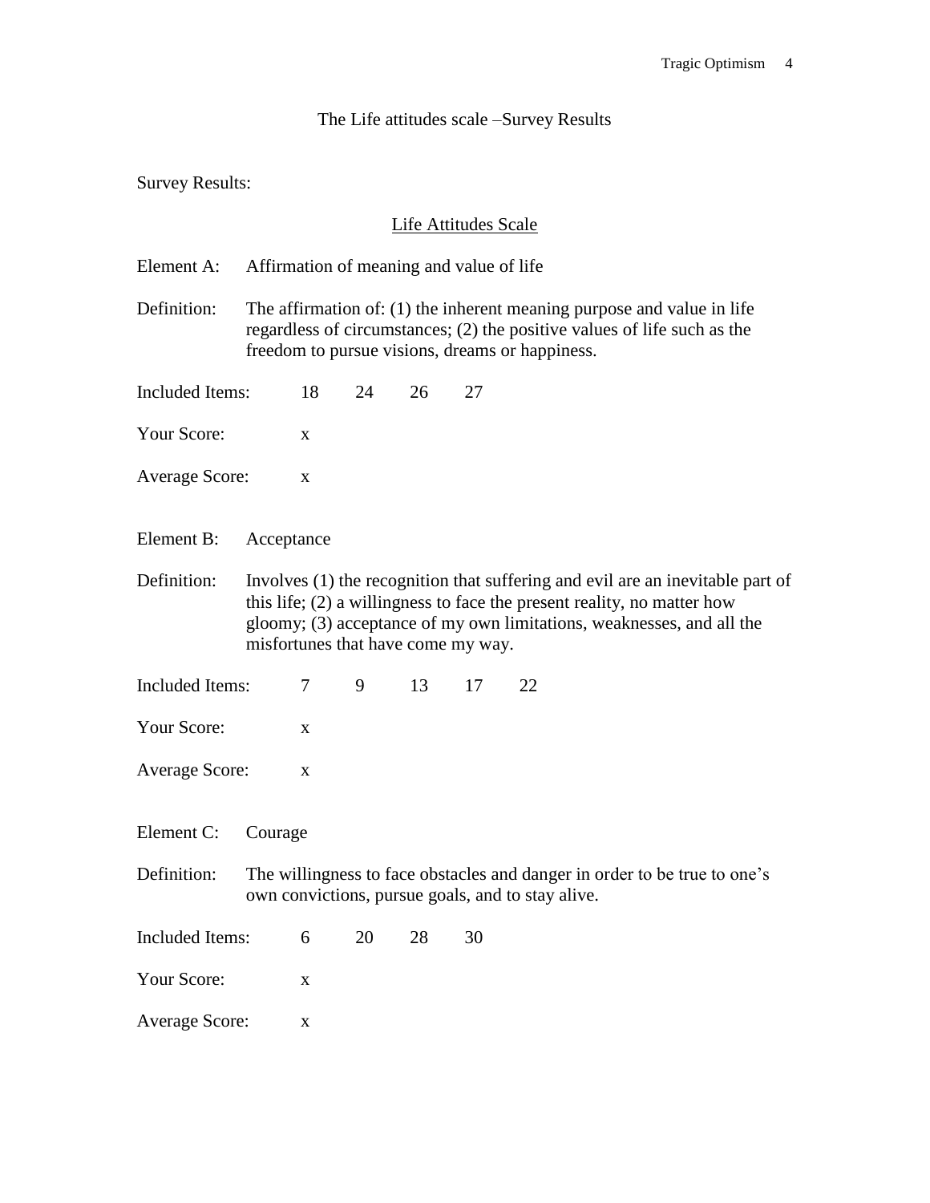The Life attitudes scale –Survey Results

Survey Results:

<u>Life Attitudes Scale</u>

Element A: Affirmation of meaning and value of life

Definition: The affirmation of: (1) the inherent meaning purpose and value in life regardless of circumstances; (2) the positive values of life such as the freedom to pursue visions, dreams or happiness.

Included Items: 18 24 26 27

Your Score: x

Average Score: x

Element B: Acceptance

Definition: Involves (1) the recognition that suffering and evil are an inevitable part of this life; (2) a willingness to face the present reality, no matter how gloomy; (3) acceptance of my own limitations, weaknesses, and all the misfortunes that have come my way.

Included Items: 7 9 13 17 22

Your Score: x

Average Score: x

Element C: Courage

Definition: The willingness to face obstacles and danger in order to be true to one's own convictions, pursue goals, and to stay alive.

Included Items: 6 20 28 30

Your Score: x

Average Score: x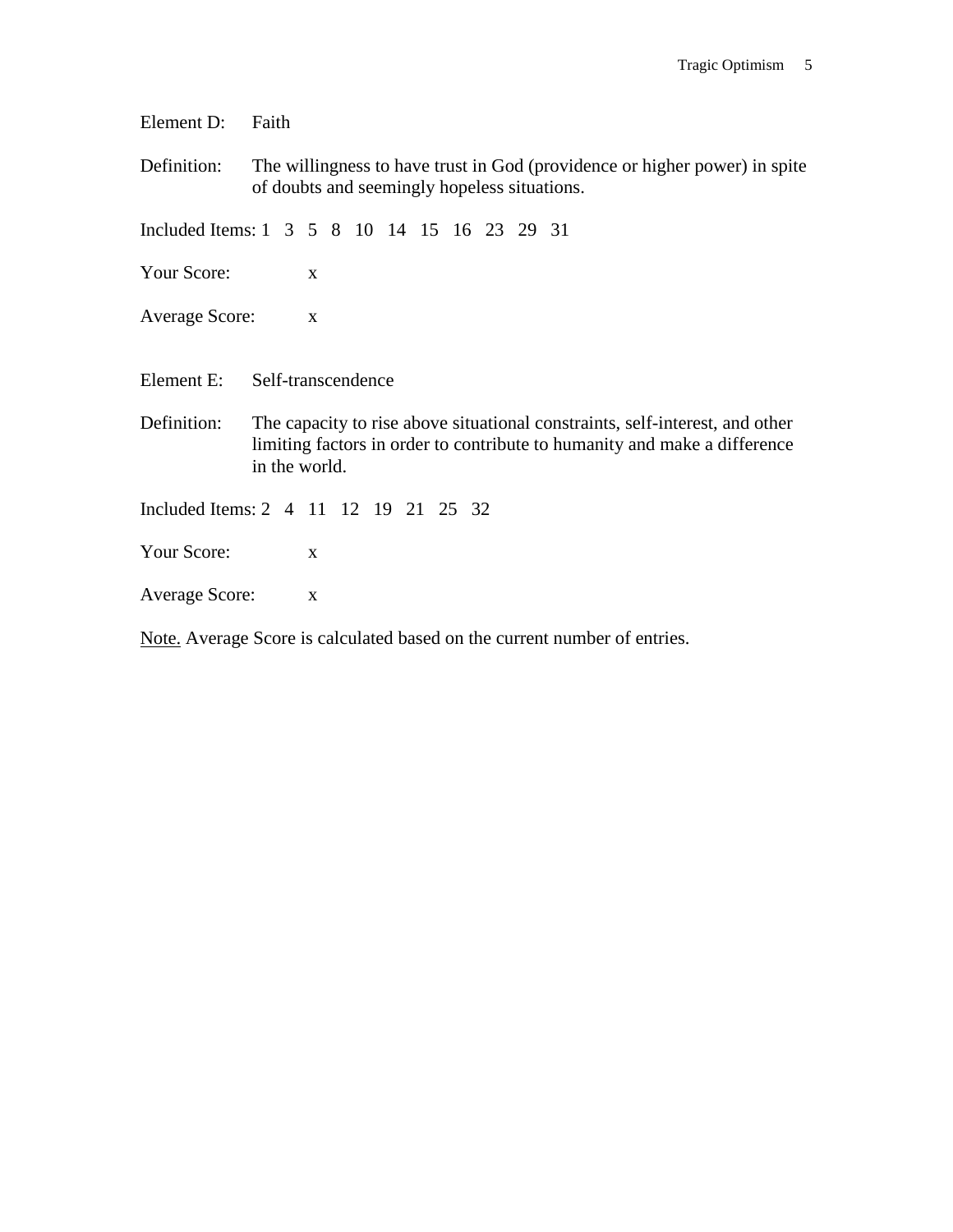Element D: Faith

Definition: The willingness to have trust in God (providence or higher power) in spite of doubts and seemingly hopeless situations.

Included Items: 1 3 5 8 10 14 15 16 23 29 31

Your Score: x

Average Score: x

Element E: Self-transcendence

Definition: The capacity to rise above situational constraints, self-interest, and other limiting factors in order to contribute to humanity and make a difference in the world.

Included Items: 2 4 11 12 19 21 25 32

Your Score: x

Average Score: x

Note. Average Score is calculated based on the current number of entries.